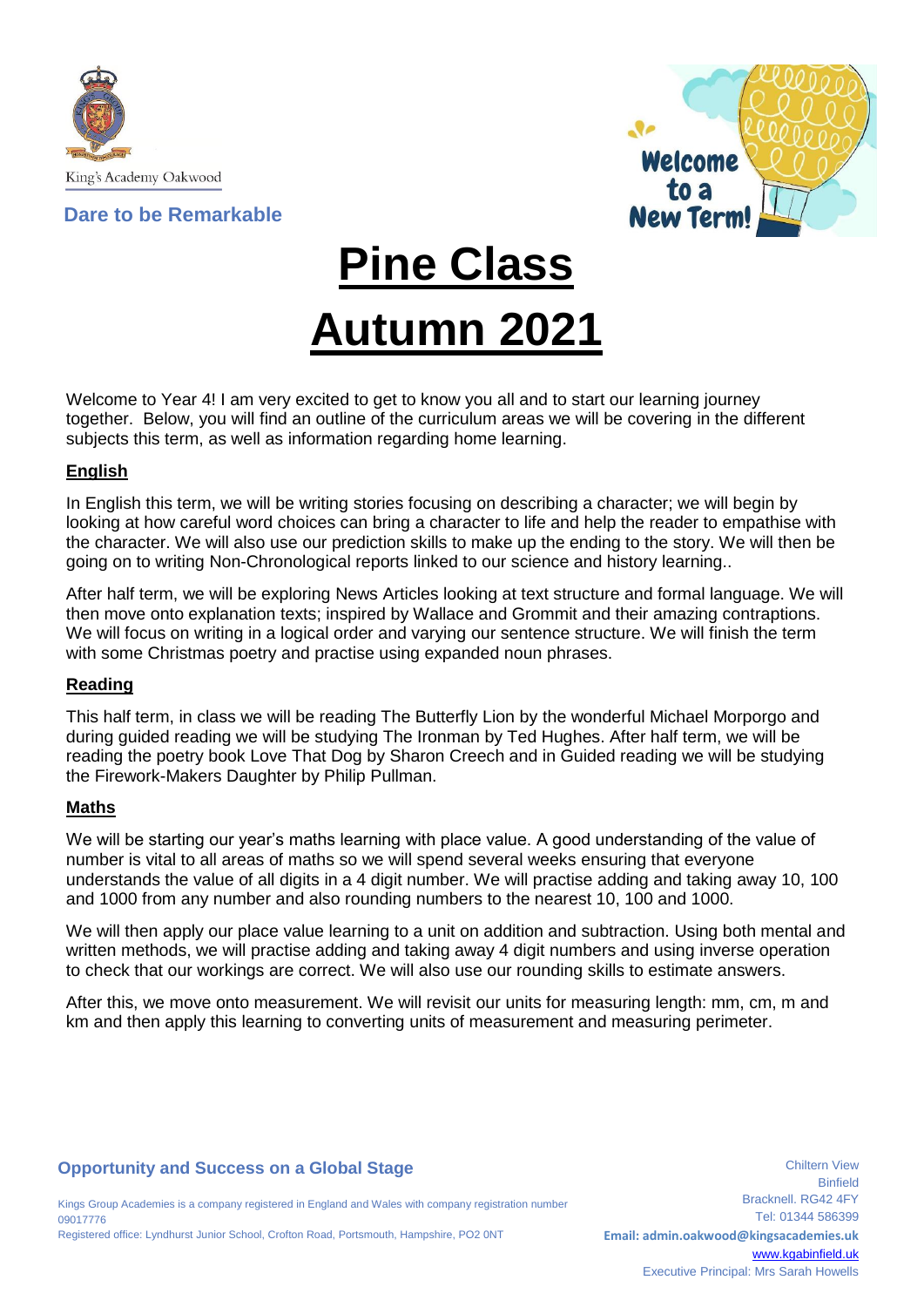King's Academy Oakwood

**Dare to be Remarkable**

Welcome to a New Term!

# Pine Class
# Autumn 2021

Welcome to Year 4! I am very excited to get to know you all and to start our learning journey together. Below, you will find an outline of the curriculum areas we will be covering in the different subjects this term, as well as information regarding home learning.

## English

In English this term, we will be writing stories focusing on describing a character; we will begin by looking at how careful word choices can bring a character to life and help the reader to empathise with the character. We will also use our prediction skills to make up the ending to the story. We will then be going on to writing Non-Chronological reports linked to our science and history learning..

After half term, we will be exploring News Articles looking at text structure and formal language. We will then move onto explanation texts; inspired by Wallace and Grommit and their amazing contraptions. We will focus on writing in a logical order and varying our sentence structure. We will finish the term with some Christmas poetry and practise using expanded noun phrases.

## Reading

This half term, in class we will be reading The Butterfly Lion by the wonderful Michael Morporgo and during guided reading we will be studying The Ironman by Ted Hughes. After half term, we will be reading the poetry book Love That Dog by Sharon Creech and in Guided reading we will be studying the Firework-Makers Daughter by Philip Pullman.

## Maths

We will be starting our year's maths learning with place value. A good understanding of the value of number is vital to all areas of maths so we will spend several weeks ensuring that everyone understands the value of all digits in a 4 digit number. We will practise adding and taking away 10, 100 and 1000 from any number and also rounding numbers to the nearest 10, 100 and 1000.

We will then apply our place value learning to a unit on addition and subtraction. Using both mental and written methods, we will practise adding and taking away 4 digit numbers and using inverse operation to check that our workings are correct. We will also use our rounding skills to estimate answers.

After this, we move onto measurement. We will revisit our units for measuring length: mm, cm, m and km and then apply this learning to converting units of measurement and measuring perimeter.

**Opportunity and Success on a Global Stage**

Kings Group Academies is a company registered in England and Wales with company registration number 09017776
Registered office: Lyndhurst Junior School, Crofton Road, Portsmouth, Hampshire, PO2 0NT

Chiltern View
Binfield
Bracknell. RG42 4FY
Tel: 01344 586399
**Email: admin.oakwood@kingsacademies.uk**
www.kgabinfield.uk
Executive Principal: Mrs Sarah Howells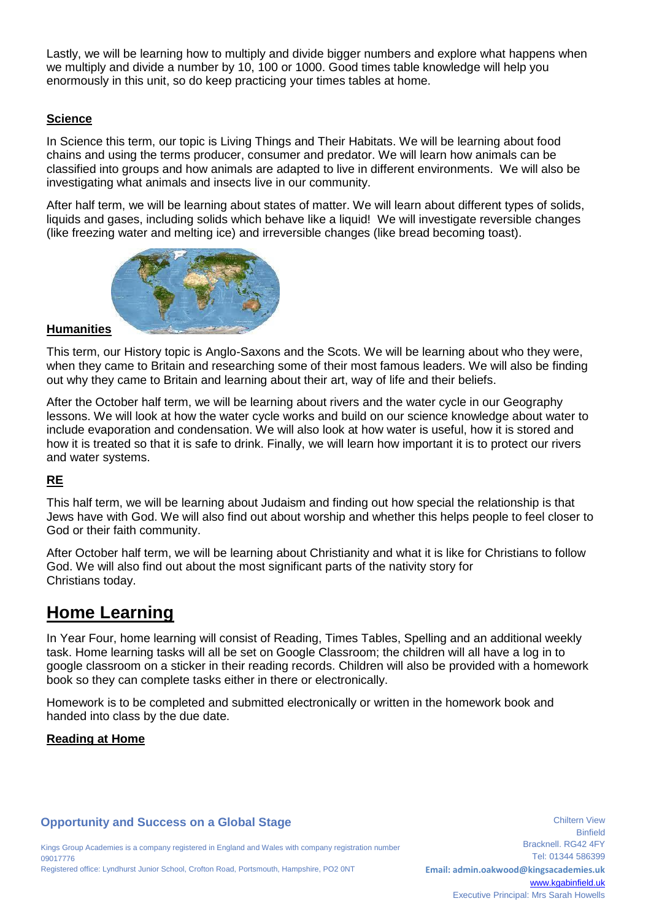Lastly, we will be learning how to multiply and divide bigger numbers and explore what happens when we multiply and divide a number by 10, 100 or 1000. Good times table knowledge will help you enormously in this unit, so do keep practicing your times tables at home.

### Science

In Science this term, our topic is Living Things and Their Habitats. We will be learning about food chains and using the terms producer, consumer and predator. We will learn how animals can be classified into groups and how animals are adapted to live in different environments. We will also be investigating what animals and insects live in our community.

After half term, we will be learning about states of matter. We will learn about different types of solids, liquids and gases, including solids which behave like a liquid! We will investigate reversible changes (like freezing water and melting ice) and irreversible changes (like bread becoming toast).

### Humanities

This term, our History topic is Anglo-Saxons and the Scots. We will be learning about who they were, when they came to Britain and researching some of their most famous leaders. We will also be finding out why they came to Britain and learning about their art, way of life and their beliefs.

After the October half term, we will be learning about rivers and the water cycle in our Geography lessons. We will look at how the water cycle works and build on our science knowledge about water to include evaporation and condensation. We will also look at how water is useful, how it is stored and how it is treated so that it is safe to drink. Finally, we will learn how important it is to protect our rivers and water systems.

### RE

This half term, we will be learning about Judaism and finding out how special the relationship is that Jews have with God. We will also find out about worship and whether this helps people to feel closer to God or their faith community.

After October half term, we will be learning about Christianity and what it is like for Christians to follow God. We will also find out about the most significant parts of the nativity story for Christians today.

## Home Learning

In Year Four, home learning will consist of Reading, Times Tables, Spelling and an additional weekly task. Home learning tasks will all be set on Google Classroom; the children will all have a log in to google classroom on a sticker in their reading records. Children will also be provided with a homework book so they can complete tasks either in there or electronically.

Homework is to be completed and submitted electronically or written in the homework book and handed into class by the due date.

### Reading at Home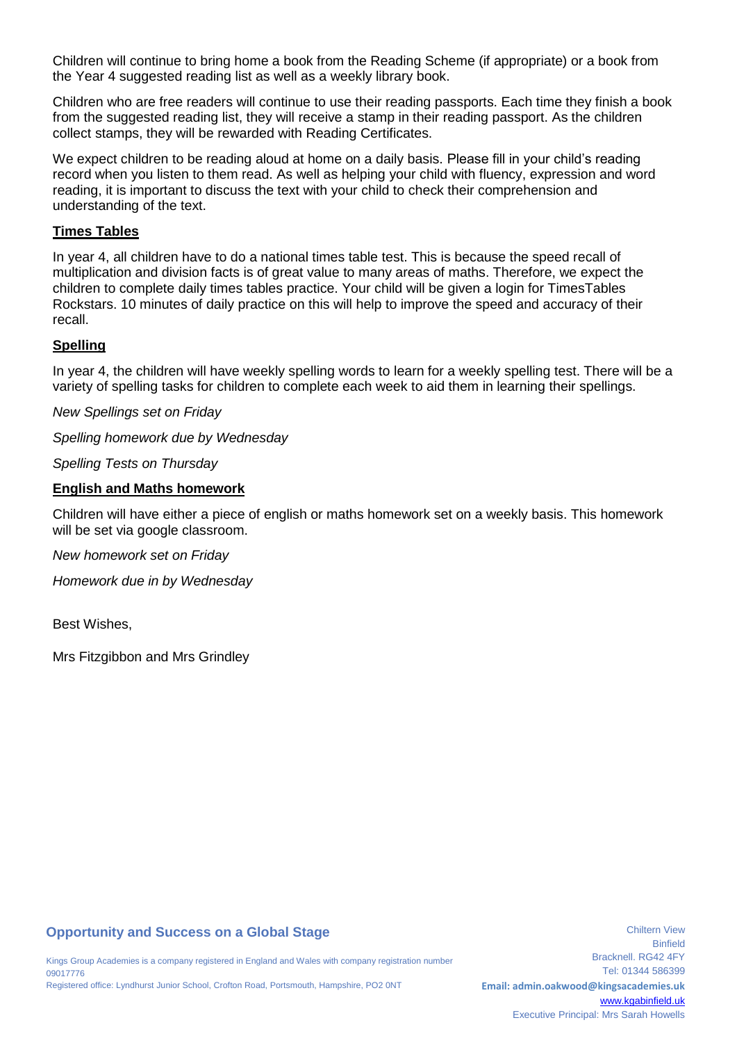Children will continue to bring home a book from the Reading Scheme (if appropriate) or a book from the Year 4 suggested reading list as well as a weekly library book.

Children who are free readers will continue to use their reading passports. Each time they finish a book from the suggested reading list, they will receive a stamp in their reading passport. As the children collect stamps, they will be rewarded with Reading Certificates.

We expect children to be reading aloud at home on a daily basis. Please fill in your child's reading record when you listen to them read. As well as helping your child with fluency, expression and word reading, it is important to discuss the text with your child to check their comprehension and understanding of the text.

**Times Tables**

In year 4, all children have to do a national times table test. This is because the speed recall of multiplication and division facts is of great value to many areas of maths. Therefore, we expect the children to complete daily times tables practice. Your child will be given a login for TimesTables Rockstars. 10 minutes of daily practice on this will help to improve the speed and accuracy of their recall.

**Spelling**

In year 4, the children will have weekly spelling words to learn for a weekly spelling test. There will be a variety of spelling tasks for children to complete each week to aid them in learning their spellings.

*New Spellings set on Friday*

*Spelling homework due by Wednesday*

*Spelling Tests on Thursday*

**English and Maths homework**

Children will have either a piece of english or maths homework set on a weekly basis. This homework will be set via google classroom.

*New homework set on Friday*

*Homework due in by Wednesday*

Best Wishes,

Mrs Fitzgibbon and Mrs Grindley

**Opportunity and Success on a Global Stage**

Kings Group Academies is a company registered in England and Wales with company registration number 09017776
Registered office: Lyndhurst Junior School, Crofton Road, Portsmouth, Hampshire, PO2 0NT

Chiltern View
Binfield
Bracknell. RG42 4FY
Tel: 01344 586399
**Email: admin.oakwood@kingsacademies.uk**
www.kgabinfield.uk
Executive Principal: Mrs Sarah Howells